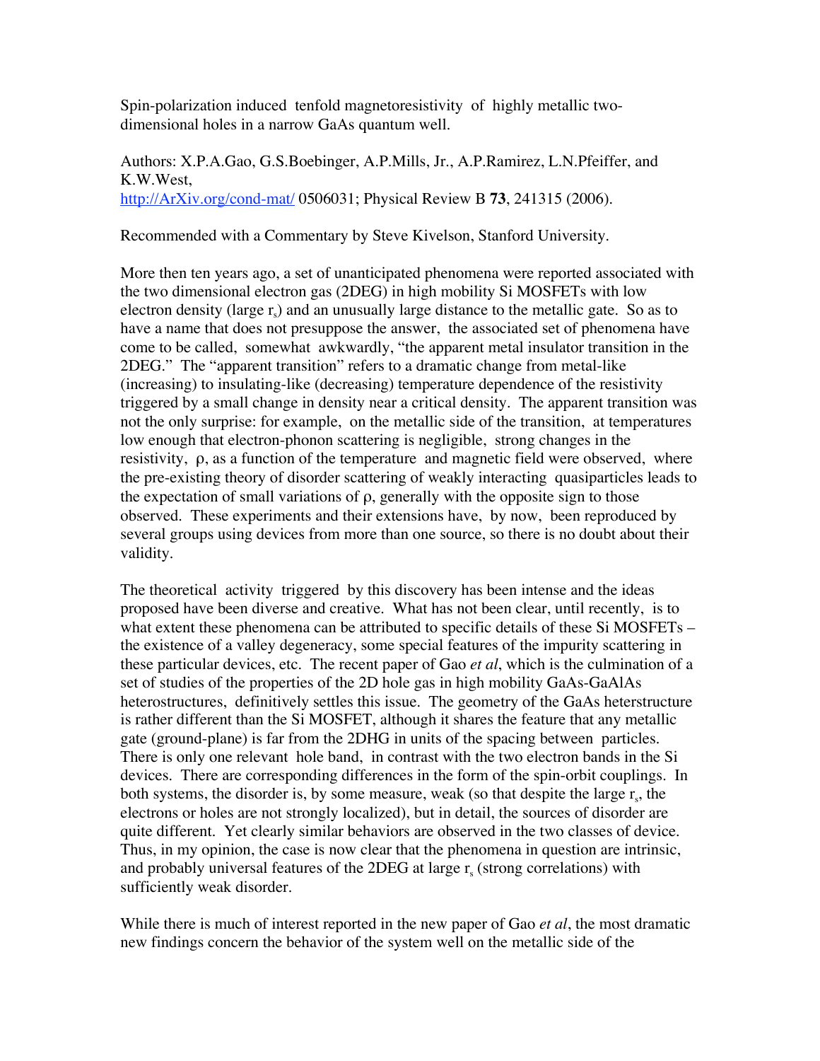Spin-polarization induced tenfold magnetoresistivity of highly metallic two-dimensional holes in a narrow GaAs quantum well.

Authors: X.P.A.Gao, G.S.Boebinger, A.P.Mills, Jr., A.P.Ramirez, L.N.Pfeiffer, and K.W.West,
http://ArXiv.org/cond-mat/ 0506031; Physical Review B **73**, 241315 (2006).

Recommended with a Commentary by Steve Kivelson, Stanford University.

More then ten years ago, a set of unanticipated phenomena were reported associated with the two dimensional electron gas (2DEG) in high mobility Si MOSFETs with low electron density (large $r_s$) and an unusually large distance to the metallic gate. So as to have a name that does not presuppose the answer, the associated set of phenomena have come to be called, somewhat awkwardly, "the apparent metal insulator transition in the 2DEG." The "apparent transition" refers to a dramatic change from metal-like (increasing) to insulating-like (decreasing) temperature dependence of the resistivity triggered by a small change in density near a critical density. The apparent transition was not the only surprise: for example, on the metallic side of the transition, at temperatures low enough that electron-phonon scattering is negligible, strong changes in the resistivity, $\rho$, as a function of the temperature and magnetic field were observed, where the pre-existing theory of disorder scattering of weakly interacting quasiparticles leads to the expectation of small variations of $\rho$, generally with the opposite sign to those observed. These experiments and their extensions have, by now, been reproduced by several groups using devices from more than one source, so there is no doubt about their validity.

The theoretical activity triggered by this discovery has been intense and the ideas proposed have been diverse and creative. What has not been clear, until recently, is to what extent these phenomena can be attributed to specific details of these Si MOSFETs – the existence of a valley degeneracy, some special features of the impurity scattering in these particular devices, etc. The recent paper of Gao *et al*, which is the culmination of a set of studies of the properties of the 2D hole gas in high mobility GaAs-GaAlAs heterostructures, definitively settles this issue. The geometry of the GaAs heterstructure is rather different than the Si MOSFET, although it shares the feature that any metallic gate (ground-plane) is far from the 2DHG in units of the spacing between particles. There is only one relevant hole band, in contrast with the two electron bands in the Si devices. There are corresponding differences in the form of the spin-orbit couplings. In both systems, the disorder is, by some measure, weak (so that despite the large $r_s$, the electrons or holes are not strongly localized), but in detail, the sources of disorder are quite different. Yet clearly similar behaviors are observed in the two classes of device. Thus, in my opinion, the case is now clear that the phenomena in question are intrinsic, and probably universal features of the 2DEG at large $r_s$ (strong correlations) with sufficiently weak disorder.

While there is much of interest reported in the new paper of Gao *et al*, the most dramatic new findings concern the behavior of the system well on the metallic side of the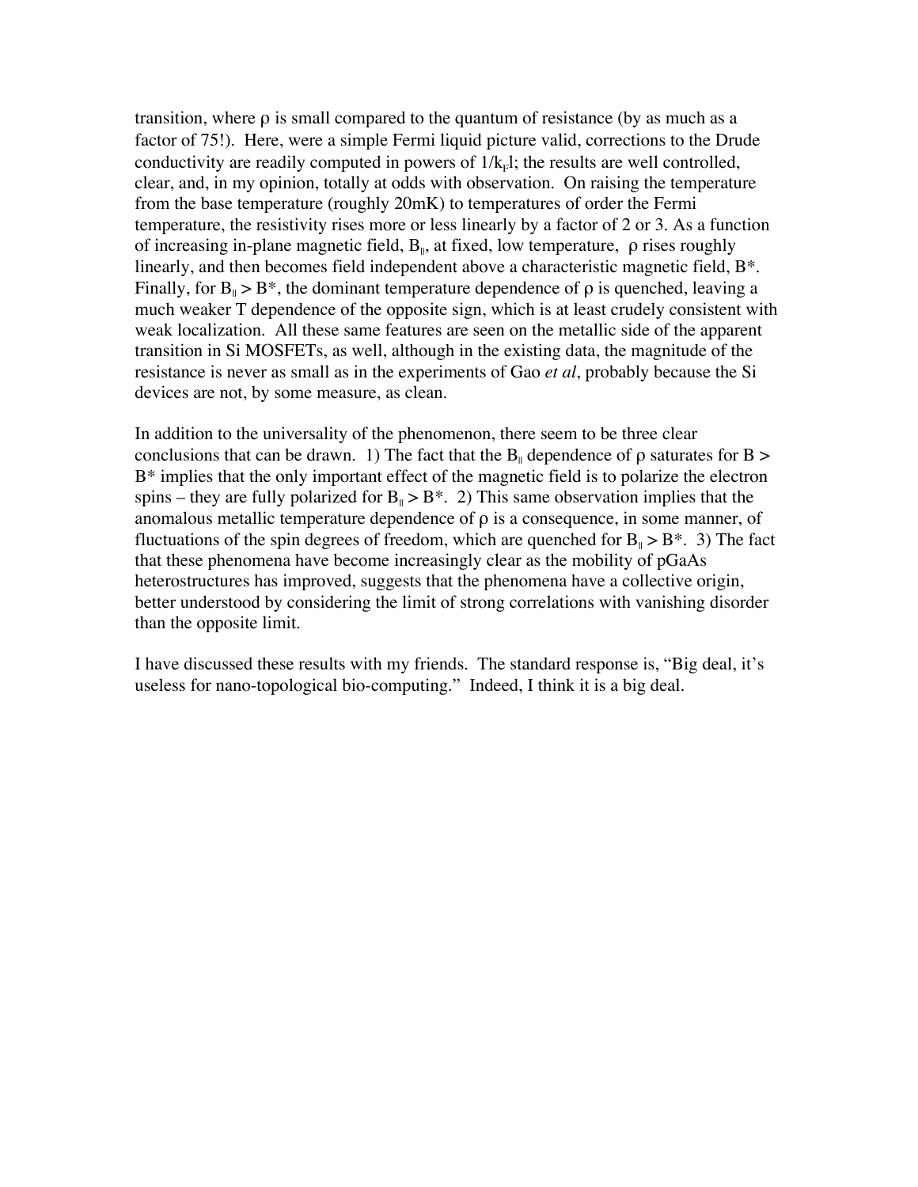transition, where $\rho$ is small compared to the quantum of resistance (by as much as a factor of 75!). Here, were a simple Fermi liquid picture valid, corrections to the Drude conductivity are readily computed in powers of $1/k_F l$; the results are well controlled, clear, and, in my opinion, totally at odds with observation. On raising the temperature from the base temperature (roughly 20mK) to temperatures of order the Fermi temperature, the resistivity rises more or less linearly by a factor of 2 or 3. As a function of increasing in-plane magnetic field, $B_{\parallel}$, at fixed, low temperature, $\rho$ rises roughly linearly, and then becomes field independent above a characteristic magnetic field, $B^*$. Finally, for $B_{\parallel} > B^*$, the dominant temperature dependence of $\rho$ is quenched, leaving a much weaker T dependence of the opposite sign, which is at least crudely consistent with weak localization. All these same features are seen on the metallic side of the apparent transition in Si MOSFETs, as well, although in the existing data, the magnitude of the resistance is never as small as in the experiments of Gao *et al*, probably because the Si devices are not, by some measure, as clean.

In addition to the universality of the phenomenon, there seem to be three clear conclusions that can be drawn. 1) The fact that the $B_{\parallel}$ dependence of $\rho$ saturates for $B > B^*$ implies that the only important effect of the magnetic field is to polarize the electron spins – they are fully polarized for $B_{\parallel} > B^*$. 2) This same observation implies that the anomalous metallic temperature dependence of $\rho$ is a consequence, in some manner, of fluctuations of the spin degrees of freedom, which are quenched for $B_{\parallel} > B^*$. 3) The fact that these phenomena have become increasingly clear as the mobility of pGaAs heterostructures has improved, suggests that the phenomena have a collective origin, better understood by considering the limit of strong correlations with vanishing disorder than the opposite limit.

I have discussed these results with my friends. The standard response is, "Big deal, it's useless for nano-topological bio-computing." Indeed, I think it is a big deal.